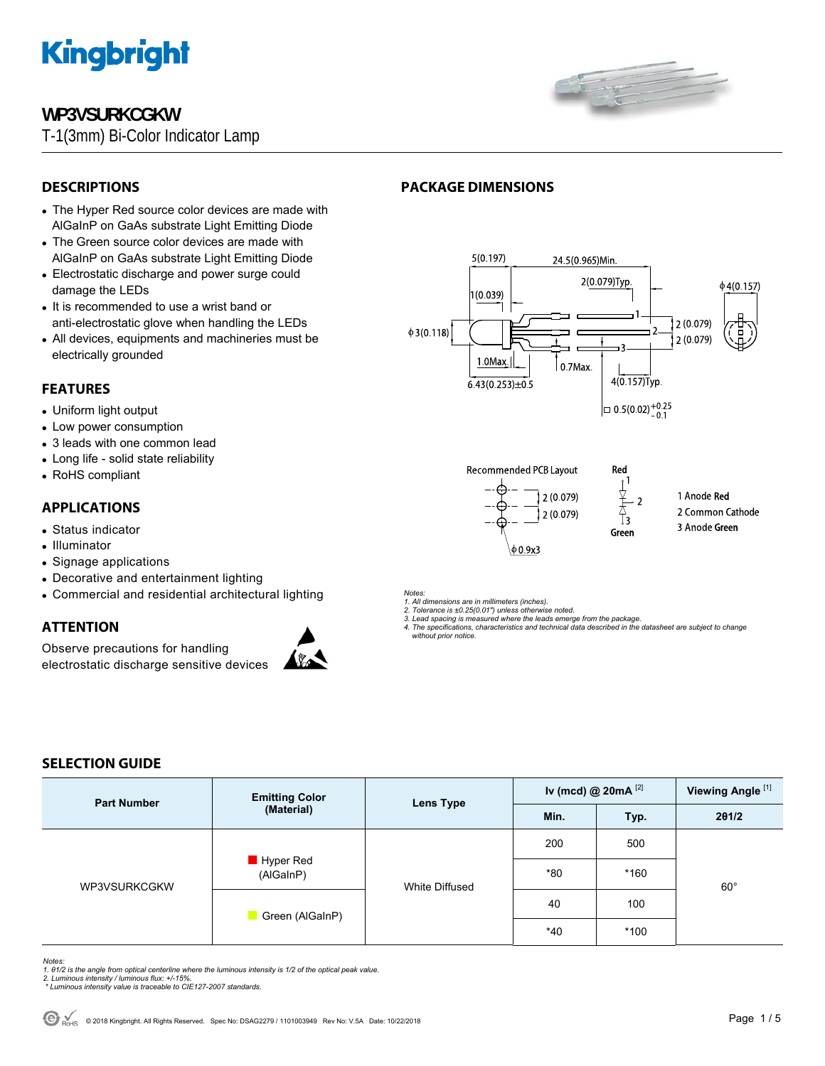# WP3VSURKCGKW

T-1(3mm) Bi-Color Indicator Lamp

## DESCRIPTIONS

- The Hyper Red source color devices are made with AlGaInP on GaAs substrate Light Emitting Diode
- The Green source color devices are made with AlGaInP on GaAs substrate Light Emitting Diode
- Electrostatic discharge and power surge could damage the LEDs
- It is recommended to use a wrist band or anti-electrostatic glove when handling the LEDs
- All devices, equipments and machineries must be electrically grounded

## FEATURES

- Uniform light output
- Low power consumption
- 3 leads with one common lead
- Long life - solid state reliability
- RoHS compliant

## APPLICATIONS

- Status indicator
- Illuminator
- Signage applications
- Decorative and entertainment lighting
- Commercial and residential architectural lighting

## ATTENTION

Observe precautions for handling electrostatic discharge sensitive devices

## PACKAGE DIMENSIONS

5(0.197) 24.5(0.965)Min. 2(0.079)Typ. 1(0.039) ϕ4(0.157) ϕ3(0.118) 2 (0.079) 2 (0.079) 1.0Max. 0.7Max. 6.43(0.253)±0.5 4(0.157)Typ. □ 0.5(0.02) +0.25 -0.1

Recommended PCB Layout: 2 (0.079) 2 (0.079) ϕ0.9x3

Red 1, 2, 3 Green

1 Anode Red
2 Common Cathode
3 Anode Green

*Notes:*
*1. All dimensions are in millimeters (inches).*
*2. Tolerance is ±0.25(0.01") unless otherwise noted.*
*3. Lead spacing is measured where the leads emerge from the package.*
*4. The specifications, characteristics and technical data described in the datasheet are subject to change without prior notice.*

## SELECTION GUIDE

| Part Number | Emitting Color (Material) | Lens Type | Iv (mcd) @ 20mA [2] | | Viewing Angle [1] |
|---|---|---|---|---|---|
| | | | Min. | Typ. | 2θ1/2 |
| WP3VSURKCGKW | Hyper Red (AlGaInP) | White Diffused | 200 | 500 | 60° |
| | | | *80 | *160 | |
| | Green (AlGaInP) | | 40 | 100 | |
| | | | *40 | *100 | |

*Notes:*
*1. θ1/2 is the angle from optical centerline where the luminous intensity is 1/2 of the optical peak value.*
*2. Luminous intensity / luminous flux: +/-15%.*
*\* Luminous intensity value is traceable to CIE127-2007 standards.*

© 2018 Kingbright. All Rights Reserved. Spec No: DSAG2279 / 1101003949 Rev No: V.5A Date: 10/22/2018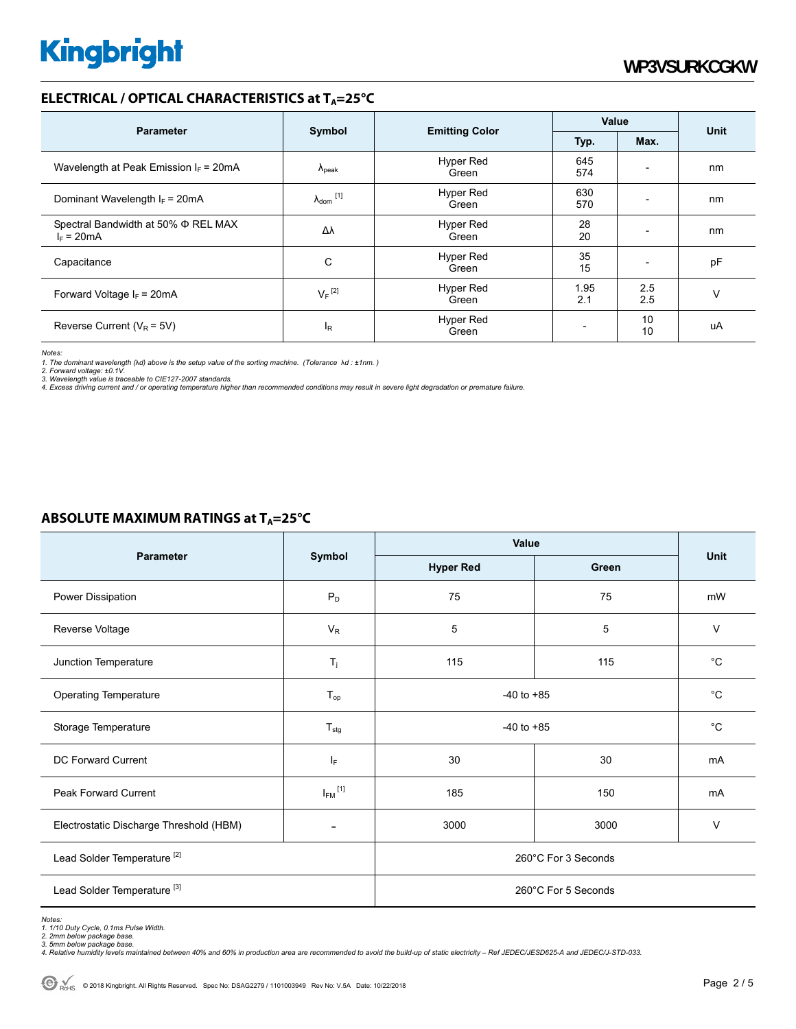## ELECTRICAL / OPTICAL CHARACTERISTICS at $T_A$=25°C

| Parameter | Symbol | Emitting Color | Value | | Unit |
|---|---|---|---|---|---|
| | | | Typ. | Max. | |
| Wavelength at Peak Emission $I_F$ = 20mA | $\lambda_{peak}$ | Hyper Red<br>Green | 645<br>574 | - | nm |
| Dominant Wavelength $I_F$ = 20mA | $\lambda_{dom}$ [1] | Hyper Red<br>Green | 630<br>570 | - | nm |
| Spectral Bandwidth at 50% Φ REL MAX<br>$I_F$ = 20mA | Δλ | Hyper Red<br>Green | 28<br>20 | - | nm |
| Capacitance | C | Hyper Red<br>Green | 35<br>15 | - | pF |
| Forward Voltage $I_F$ = 20mA | $V_F$ [2] | Hyper Red<br>Green | 1.95<br>2.1 | 2.5<br>2.5 | V |
| Reverse Current ($V_R$ = 5V) | $I_R$ | Hyper Red<br>Green | - | 10<br>10 | uA |

*Notes:*
*1. The dominant wavelength (λd) above is the setup value of the sorting machine. (Tolerance λd : ±1nm. )*
*2. Forward voltage: ±0.1V.*
*3. Wavelength value is traceable to CIE127-2007 standards.*
*4. Excess driving current and / or operating temperature higher than recommended conditions may result in severe light degradation or premature failure.*

## ABSOLUTE MAXIMUM RATINGS at $T_A$=25°C

| Parameter | Symbol | Value | | Unit |
|---|---|---|---|---|
| | | Hyper Red | Green | |
| Power Dissipation | $P_D$ | 75 | 75 | mW |
| Reverse Voltage | $V_R$ | 5 | 5 | V |
| Junction Temperature | $T_j$ | 115 | 115 | °C |
| Operating Temperature | $T_{op}$ | -40 to +85 | | °C |
| Storage Temperature | $T_{stg}$ | -40 to +85 | | °C |
| DC Forward Current | $I_F$ | 30 | 30 | mA |
| Peak Forward Current | $I_{FM}$ [1] | 185 | 150 | mA |
| Electrostatic Discharge Threshold (HBM) | - | 3000 | 3000 | V |
| Lead Solder Temperature [2] | | 260°C For 3 Seconds | | |
| Lead Solder Temperature [3] | | 260°C For 5 Seconds | | |

*Notes:*
*1. 1/10 Duty Cycle, 0.1ms Pulse Width.*
*2. 2mm below package base.*
*3. 5mm below package base.*
*4. Relative humidity levels maintained between 40% and 60% in production area are recommended to avoid the build-up of static electricity – Ref JEDEC/JESD625-A and JEDEC/J-STD-033.*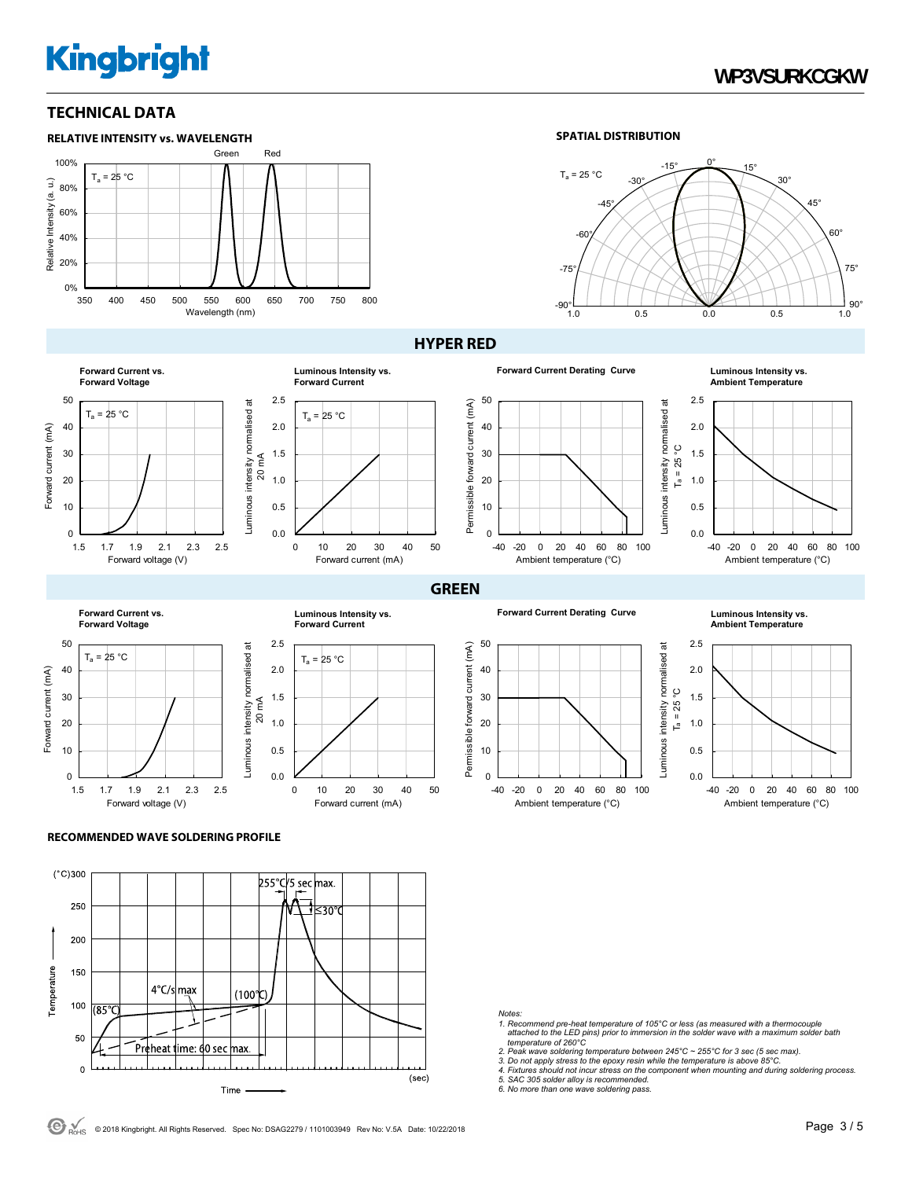## TECHNICAL DATA

### RELATIVE INTENSITY vs. WAVELENGTH

### SPATIAL DISTRIBUTION

## HYPER RED

**Forward Current vs. Forward Voltage**

**Luminous Intensity vs. Forward Current**

**Forward Current Derating Curve**

**Luminous Intensity vs. Ambient Temperature**

## GREEN

**Forward Current vs. Forward Voltage**

**Luminous Intensity vs. Forward Current**

**Forward Current Derating Curve**

**Luminous Intensity vs. Ambient Temperature**

### RECOMMENDED WAVE SOLDERING PROFILE

*Notes:*

1. *Recommend pre-heat temperature of 105°C or less (as measured with a thermocouple attached to the LED pins) prior to immersion in the solder wave with a maximum solder bath temperature of 260°C*
2. *Peak wave soldering temperature between 245°C ~ 255°C for 3 sec (5 sec max).*
3. *Do not apply stress to the epoxy resin while the temperature is above 85°C.*
4. *Fixtures should not incur stress on the component when mounting and during soldering process.*
5. *SAC 305 solder alloy is recommended.*
6. *No more than one wave soldering pass.*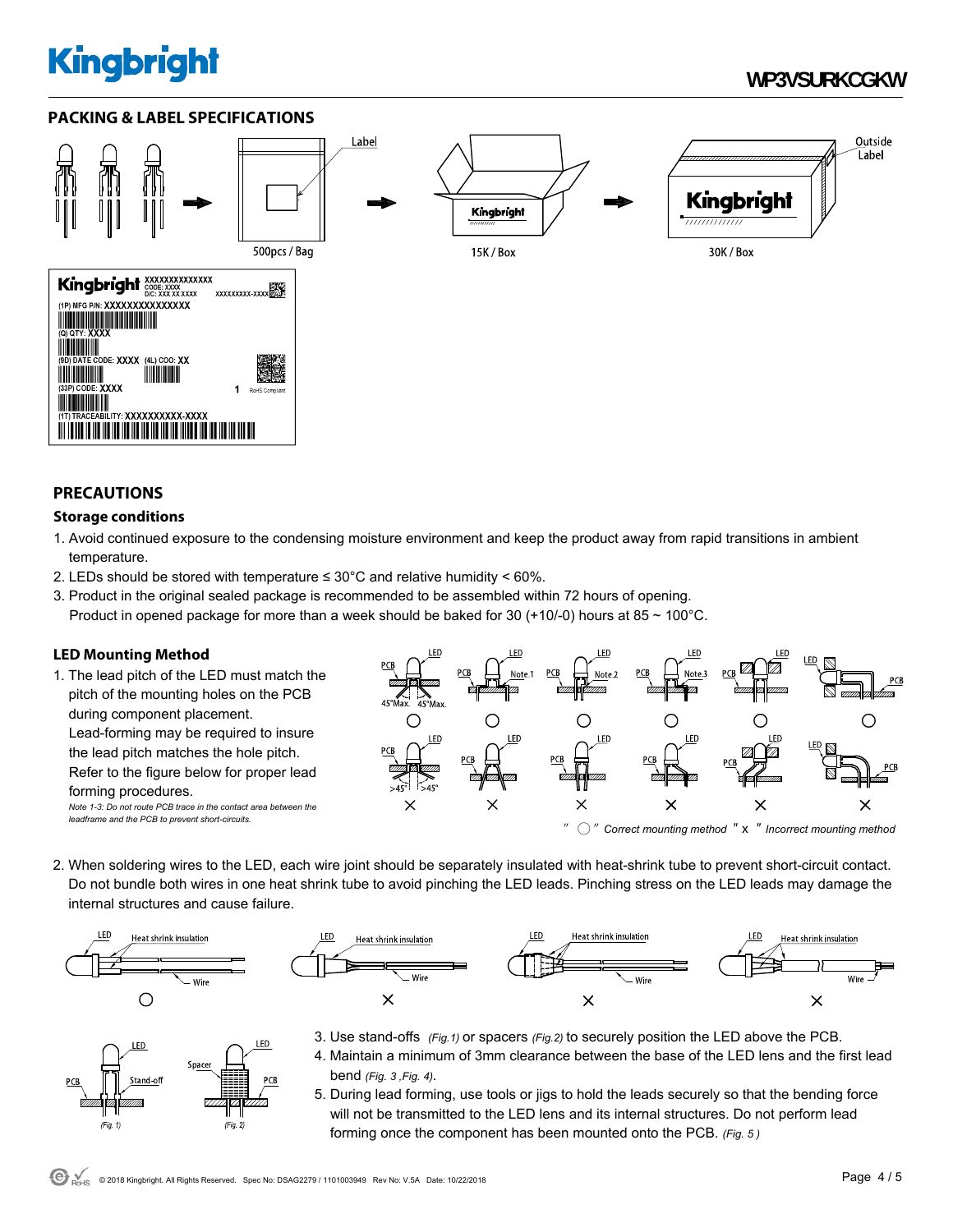## PACKING & LABEL SPECIFICATIONS

Label

500pcs / Bag

15K / Box

Outside Label

30K / Box

## PRECAUTIONS

### Storage conditions

1. Avoid continued exposure to the condensing moisture environment and keep the product away from rapid transitions in ambient temperature.
2. LEDs should be stored with temperature ≤ 30°C and relative humidity < 60%.
3. Product in the original sealed package is recommended to be assembled within 72 hours of opening.
   Product in opened package for more than a week should be baked for 30 (+10/-0) hours at 85 ~ 100°C.

### LED Mounting Method

1. The lead pitch of the LED must match the pitch of the mounting holes on the PCB during component placement.
   Lead-forming may be required to insure the lead pitch matches the hole pitch.
   Refer to the figure below for proper lead forming procedures.
   *Note 1-3: Do not route PCB trace in the contact area between the leadframe and the PCB to prevent short-circuits.*

" ○ " *Correct mounting method* " x " *Incorrect mounting method*

2. When soldering wires to the LED, each wire joint should be separately insulated with heat-shrink tube to prevent short-circuit contact. Do not bundle both wires in one heat shrink tube to avoid pinching the LED leads. Pinching stress on the LED leads may damage the internal structures and cause failure.

3. Use stand-offs *(Fig.1)* or spacers *(Fig.2)* to securely position the LED above the PCB.
4. Maintain a minimum of 3mm clearance between the base of the LED lens and the first lead bend *(Fig. 3 ,Fig. 4)*.
5. During lead forming, use tools or jigs to hold the leads securely so that the bending force will not be transmitted to the LED lens and its internal structures. Do not perform lead forming once the component has been mounted onto the PCB. *(Fig. 5 )*

© 2018 Kingbright. All Rights Reserved. Spec No: DSAG2279 / 1101003949 Rev No: V.5A Date: 10/22/2018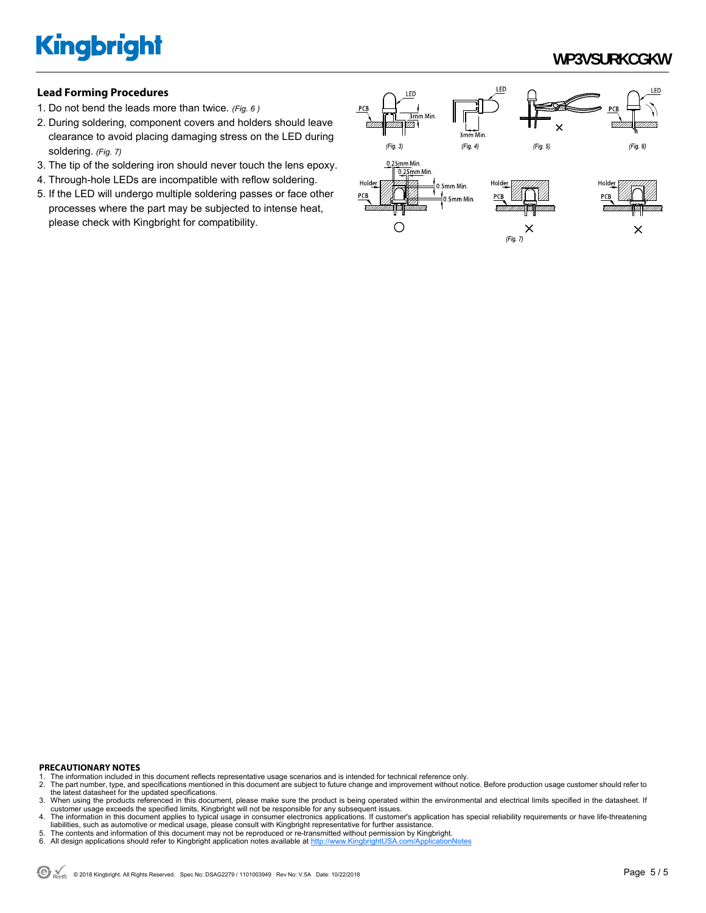## Lead Forming Procedures

1. Do not bend the leads more than twice. *(Fig. 6 )*
2. During soldering, component covers and holders should leave clearance to avoid placing damaging stress on the LED during soldering. *(Fig. 7)*
3. The tip of the soldering iron should never touch the lens epoxy.
4. Through-hole LEDs are incompatible with reflow soldering.
5. If the LED will undergo multiple soldering passes or face other processes where the part may be subjected to intense heat, please check with Kingbright for compatibility.

PCB
LED
3mm Min.
(Fig. 3)

LED
3mm Min.
(Fig. 4)

(Fig. 5)

PCB
LED
(Fig. 6)

0.25mm Min.
0.25mm Min.
Holder
PCB
0.5mm Min.
0.5mm Min.

Holder
PCB

Holder
PCB

(Fig. 7)

#### PRECAUTIONARY NOTES

1. The information included in this document reflects representative usage scenarios and is intended for technical reference only.
2. The part number, type, and specifications mentioned in this document are subject to future change and improvement without notice. Before production usage customer should refer to the latest datasheet for the updated specifications.
3. When using the products referenced in this document, please make sure the product is being operated within the environmental and electrical limits specified in the datasheet. If customer usage exceeds the specified limits, Kingbright will not be responsible for any subsequent issues.
4. The information in this document applies to typical usage in consumer electronics applications. If customer's application has special reliability requirements or have life-threatening liabilities, such as automotive or medical usage, please consult with Kingbright representative for further assistance.
5. The contents and information of this document may not be reproduced or re-transmitted without permission by Kingbright.
6. All design applications should refer to Kingbright application notes available at http://www.KingbrightUSA.com/ApplicationNotes

© 2018 Kingbright. All Rights Reserved. Spec No: DSAG2279 / 1101003949 Rev No: V.5A Date: 10/22/2018